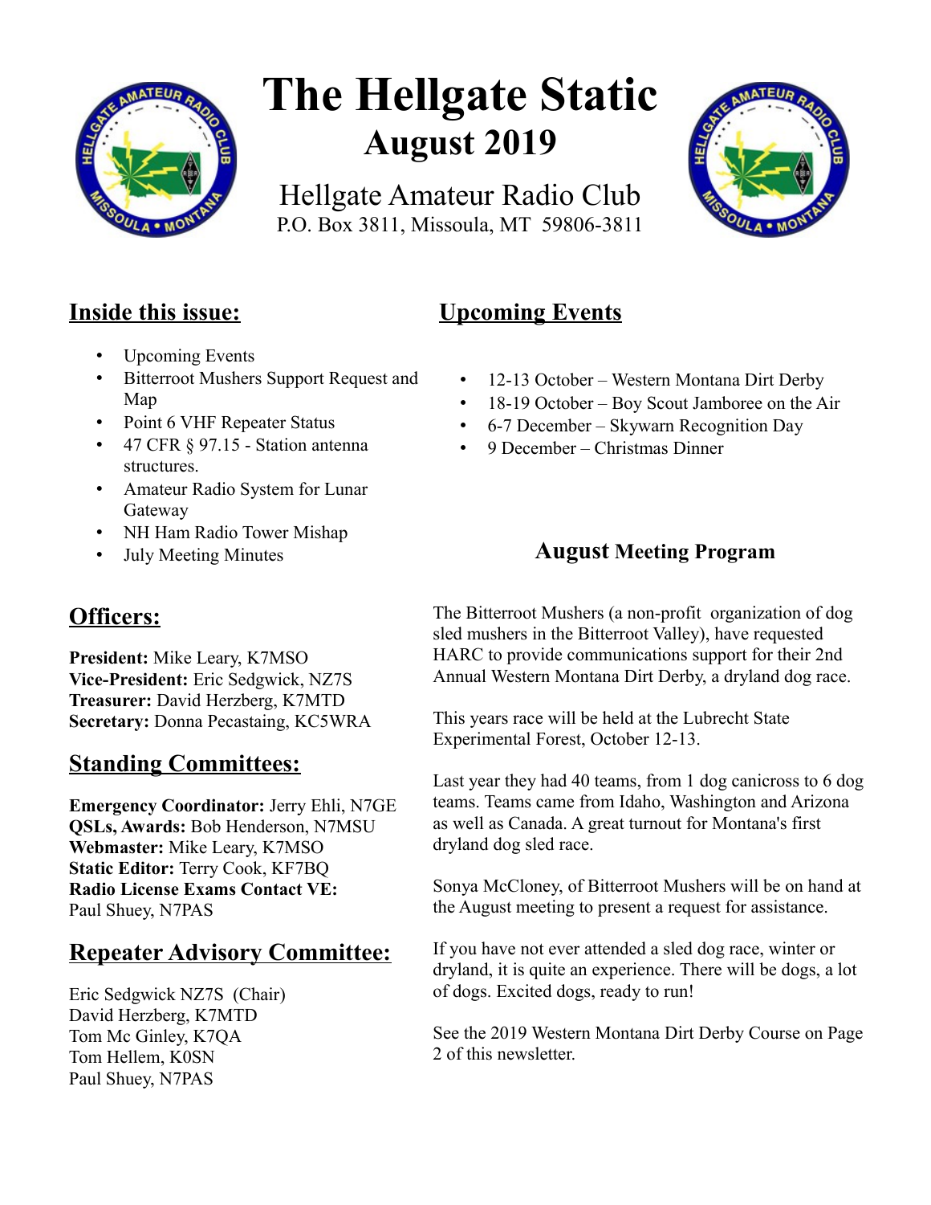# The Hellgate Static

## August 2019

Hellgate Amateur Radio Club
P.O. Box 3811, Missoula, MT 59806-3811

## Inside this issue:

- Upcoming Events
- Bitterroot Mushers Support Request and Map
- Point 6 VHF Repeater Status
- 47 CFR § 97.15 - Station antenna structures.
- Amateur Radio System for Lunar Gateway
- NH Ham Radio Tower Mishap
- July Meeting Minutes

## Officers:

**President:** Mike Leary, K7MSO
**Vice-President:** Eric Sedgwick, NZ7S
**Treasurer:** David Herzberg, K7MTD
**Secretary:** Donna Pecastaing, KC5WRA

## Standing Committees:

**Emergency Coordinator:** Jerry Ehli, N7GE
**QSLs, Awards:** Bob Henderson, N7MSU
**Webmaster:** Mike Leary, K7MSO
**Static Editor:** Terry Cook, KF7BQ
**Radio License Exams Contact VE:** Paul Shuey, N7PAS

## Repeater Advisory Committee:

Eric Sedgwick NZ7S (Chair)
David Herzberg, K7MTD
Tom Mc Ginley, K7QA
Tom Hellem, K0SN
Paul Shuey, N7PAS

## Upcoming Events

- 12-13 October – Western Montana Dirt Derby
- 18-19 October – Boy Scout Jamboree on the Air
- 6-7 December – Skywarn Recognition Day
- 9 December – Christmas Dinner

### August Meeting Program

The Bitterroot Mushers (a non-profit organization of dog sled mushers in the Bitterroot Valley), have requested HARC to provide communications support for their 2nd Annual Western Montana Dirt Derby, a dryland dog race.

This years race will be held at the Lubrecht State Experimental Forest, October 12-13.

Last year they had 40 teams, from 1 dog canicross to 6 dog teams. Teams came from Idaho, Washington and Arizona as well as Canada. A great turnout for Montana's first dryland dog sled race.

Sonya McCloney, of Bitterroot Mushers will be on hand at the August meeting to present a request for assistance.

If you have not ever attended a sled dog race, winter or dryland, it is quite an experience. There will be dogs, a lot of dogs. Excited dogs, ready to run!

See the 2019 Western Montana Dirt Derby Course on Page 2 of this newsletter.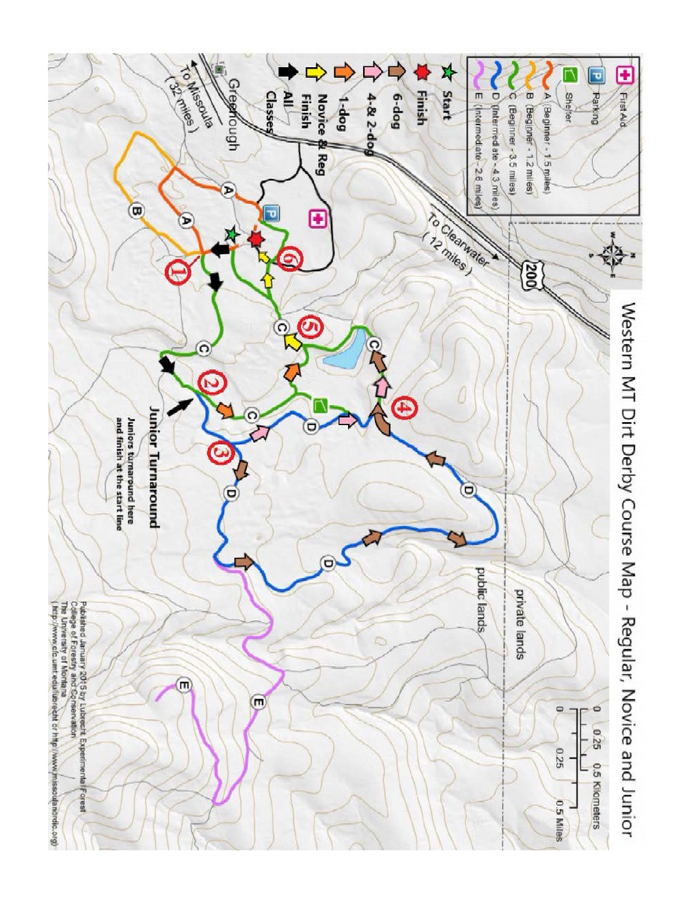# Western MT Dirt Derby Course Map - Regular, Novice and Junior

- First Aid
- P Parking
- Shelter
- A (Beginner - 1.5 miles)
- B (Beginner - 1.2 miles)
- C (Beginner - 3.5 miles)
- D (Intermediate - 4.3 miles)
- E (Intermediate - 2.6 miles)

- Start
- Finish
- 6-dog
- 4-& 2-dog
- 1-dog
- Novice & Reg Finish
- All Classes

To Missoula (32 miles)

Greenough

To Clearwater (12 miles)

200

private lands

public lands

**Junior Turnaround**

**Juniors turnaround here and finish at the start line**

0 0.25 0.5 Kilometers

0 0.25 0.5 Miles

Published January 2015 by Lubrecht Experimental Forest
College of Forestry and Conservation
The University of Montana
( http://www.cfc.umt.edu/lubrecht or http://www.missoulanordic.org/)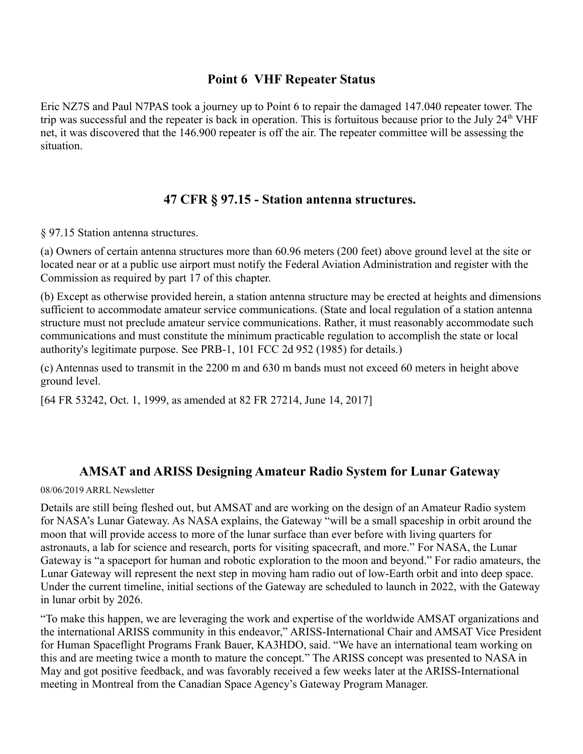## Point 6 VHF Repeater Status

Eric NZ7S and Paul N7PAS took a journey up to Point 6 to repair the damaged 147.040 repeater tower. The trip was successful and the repeater is back in operation. This is fortuitous because prior to the July 24th VHF net, it was discovered that the 146.900 repeater is off the air. The repeater committee will be assessing the situation.

## 47 CFR § 97.15 - Station antenna structures.

§ 97.15 Station antenna structures.

(a) Owners of certain antenna structures more than 60.96 meters (200 feet) above ground level at the site or located near or at a public use airport must notify the Federal Aviation Administration and register with the Commission as required by part 17 of this chapter.

(b) Except as otherwise provided herein, a station antenna structure may be erected at heights and dimensions sufficient to accommodate amateur service communications. (State and local regulation of a station antenna structure must not preclude amateur service communications. Rather, it must reasonably accommodate such communications and must constitute the minimum practicable regulation to accomplish the state or local authority's legitimate purpose. See PRB-1, 101 FCC 2d 952 (1985) for details.)

(c) Antennas used to transmit in the 2200 m and 630 m bands must not exceed 60 meters in height above ground level.

[64 FR 53242, Oct. 1, 1999, as amended at 82 FR 27214, June 14, 2017]

## AMSAT and ARISS Designing Amateur Radio System for Lunar Gateway

08/06/2019 ARRL Newsletter

Details are still being fleshed out, but AMSAT and are working on the design of an Amateur Radio system for NASA's Lunar Gateway. As NASA explains, the Gateway "will be a small spaceship in orbit around the moon that will provide access to more of the lunar surface than ever before with living quarters for astronauts, a lab for science and research, ports for visiting spacecraft, and more." For NASA, the Lunar Gateway is "a spaceport for human and robotic exploration to the moon and beyond." For radio amateurs, the Lunar Gateway will represent the next step in moving ham radio out of low-Earth orbit and into deep space. Under the current timeline, initial sections of the Gateway are scheduled to launch in 2022, with the Gateway in lunar orbit by 2026.

"To make this happen, we are leveraging the work and expertise of the worldwide AMSAT organizations and the international ARISS community in this endeavor," ARISS-International Chair and AMSAT Vice President for Human Spaceflight Programs Frank Bauer, KA3HDO, said. "We have an international team working on this and are meeting twice a month to mature the concept." The ARISS concept was presented to NASA in May and got positive feedback, and was favorably received a few weeks later at the ARISS-International meeting in Montreal from the Canadian Space Agency's Gateway Program Manager.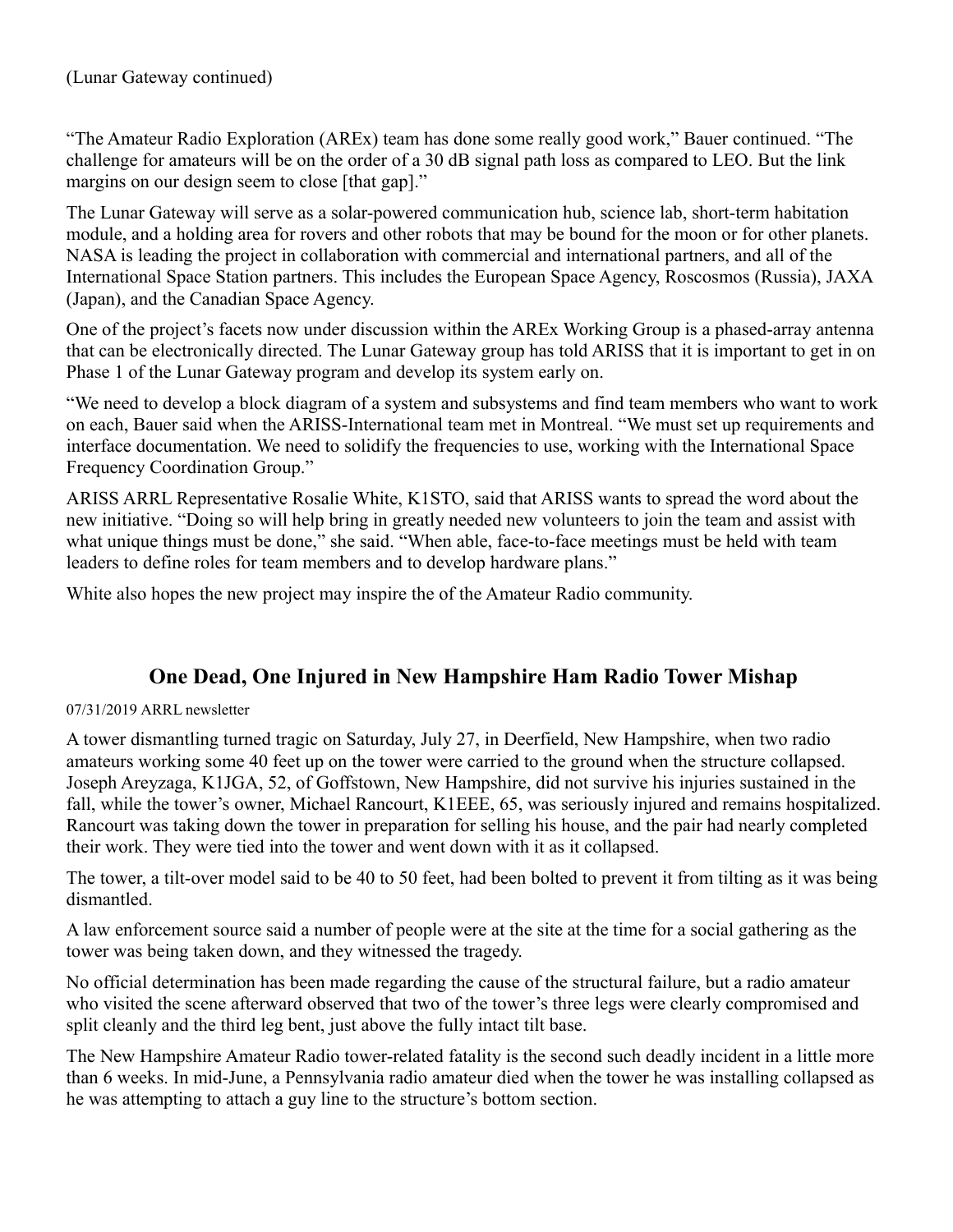(Lunar Gateway continued)

"The Amateur Radio Exploration (AREx) team has done some really good work," Bauer continued. "The challenge for amateurs will be on the order of a 30 dB signal path loss as compared to LEO. But the link margins on our design seem to close [that gap]."

The Lunar Gateway will serve as a solar-powered communication hub, science lab, short-term habitation module, and a holding area for rovers and other robots that may be bound for the moon or for other planets. NASA is leading the project in collaboration with commercial and international partners, and all of the International Space Station partners. This includes the European Space Agency, Roscosmos (Russia), JAXA (Japan), and the Canadian Space Agency.

One of the project's facets now under discussion within the AREx Working Group is a phased-array antenna that can be electronically directed. The Lunar Gateway group has told ARISS that it is important to get in on Phase 1 of the Lunar Gateway program and develop its system early on.

"We need to develop a block diagram of a system and subsystems and find team members who want to work on each, Bauer said when the ARISS-International team met in Montreal. "We must set up requirements and interface documentation. We need to solidify the frequencies to use, working with the International Space Frequency Coordination Group."

ARISS ARRL Representative Rosalie White, K1STO, said that ARISS wants to spread the word about the new initiative. "Doing so will help bring in greatly needed new volunteers to join the team and assist with what unique things must be done," she said. "When able, face-to-face meetings must be held with team leaders to define roles for team members and to develop hardware plans."

White also hopes the new project may inspire the of the Amateur Radio community.

## One Dead, One Injured in New Hampshire Ham Radio Tower Mishap

07/31/2019 ARRL newsletter

A tower dismantling turned tragic on Saturday, July 27, in Deerfield, New Hampshire, when two radio amateurs working some 40 feet up on the tower were carried to the ground when the structure collapsed. Joseph Areyzaga, K1JGA, 52, of Goffstown, New Hampshire, did not survive his injuries sustained in the fall, while the tower's owner, Michael Rancourt, K1EEE, 65, was seriously injured and remains hospitalized. Rancourt was taking down the tower in preparation for selling his house, and the pair had nearly completed their work. They were tied into the tower and went down with it as it collapsed.

The tower, a tilt-over model said to be 40 to 50 feet, had been bolted to prevent it from tilting as it was being dismantled.

A law enforcement source said a number of people were at the site at the time for a social gathering as the tower was being taken down, and they witnessed the tragedy.

No official determination has been made regarding the cause of the structural failure, but a radio amateur who visited the scene afterward observed that two of the tower's three legs were clearly compromised and split cleanly and the third leg bent, just above the fully intact tilt base.

The New Hampshire Amateur Radio tower-related fatality is the second such deadly incident in a little more than 6 weeks. In mid-June, a Pennsylvania radio amateur died when the tower he was installing collapsed as he was attempting to attach a guy line to the structure's bottom section.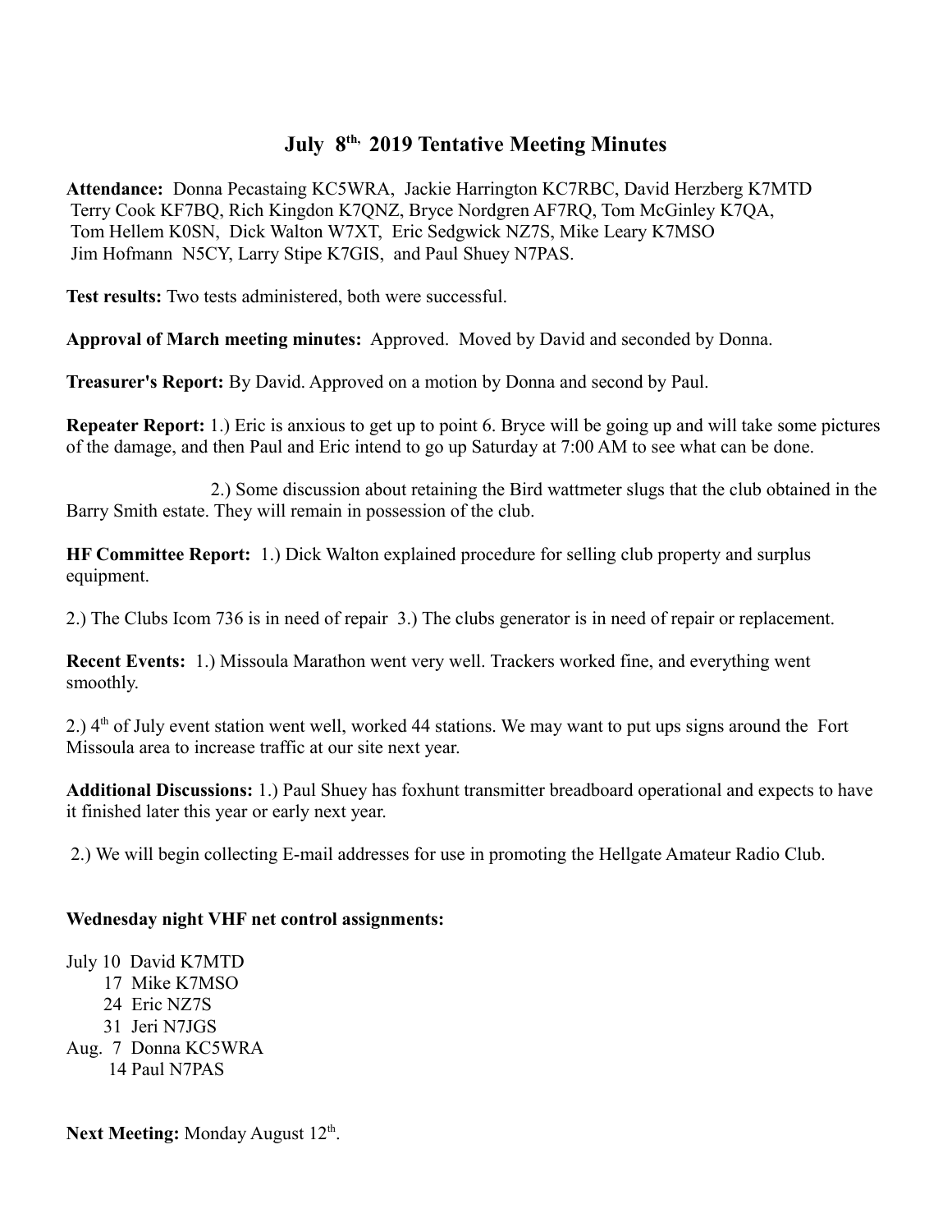# July 8th, 2019 Tentative Meeting Minutes

**Attendance:** Donna Pecastaing KC5WRA, Jackie Harrington KC7RBC, David Herzberg K7MTD Terry Cook KF7BQ, Rich Kingdon K7QNZ, Bryce Nordgren AF7RQ, Tom McGinley K7QA, Tom Hellem K0SN, Dick Walton W7XT, Eric Sedgwick NZ7S, Mike Leary K7MSO Jim Hofmann N5CY, Larry Stipe K7GIS, and Paul Shuey N7PAS.

**Test results:** Two tests administered, both were successful.

**Approval of March meeting minutes:** Approved. Moved by David and seconded by Donna.

**Treasurer's Report:** By David. Approved on a motion by Donna and second by Paul.

**Repeater Report:** 1.) Eric is anxious to get up to point 6. Bryce will be going up and will take some pictures of the damage, and then Paul and Eric intend to go up Saturday at 7:00 AM to see what can be done.

2.) Some discussion about retaining the Bird wattmeter slugs that the club obtained in the Barry Smith estate. They will remain in possession of the club.

**HF Committee Report:** 1.) Dick Walton explained procedure for selling club property and surplus equipment.

2.) The Clubs Icom 736 is in need of repair 3.) The clubs generator is in need of repair or replacement.

**Recent Events:** 1.) Missoula Marathon went very well. Trackers worked fine, and everything went smoothly.

2.) 4th of July event station went well, worked 44 stations. We may want to put ups signs around the Fort Missoula area to increase traffic at our site next year.

**Additional Discussions:** 1.) Paul Shuey has foxhunt transmitter breadboard operational and expects to have it finished later this year or early next year.

2.) We will begin collecting E-mail addresses for use in promoting the Hellgate Amateur Radio Club.

**Wednesday night VHF net control assignments:**

July 10 David K7MTD
17 Mike K7MSO
24 Eric NZ7S
31 Jeri N7JGS
Aug. 7 Donna KC5WRA
14 Paul N7PAS

**Next Meeting:** Monday August 12th.